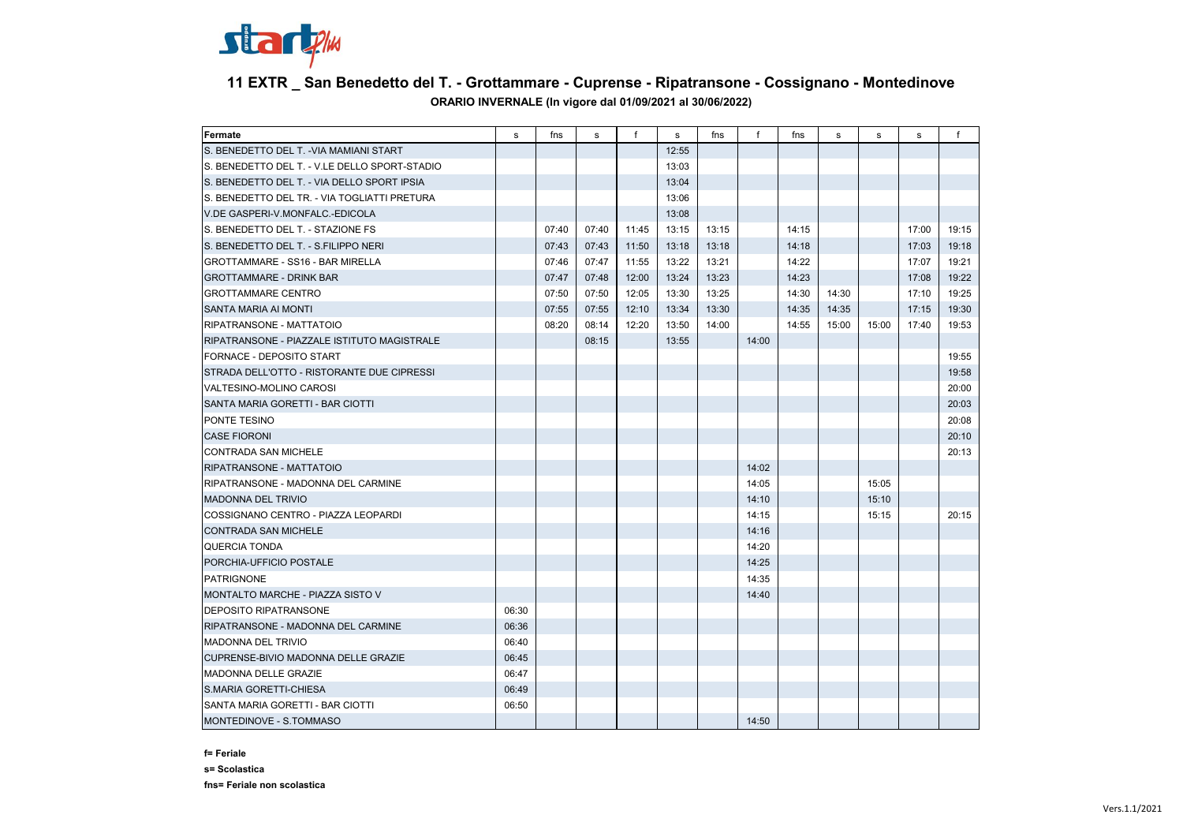# 11 EXTR _ San Benedetto del T. - Grottammare - Cuprense - Ripatransone - Cossignano - Montedinove

**ORARIO INVERNALE (In vigore dal 01/09/2021 al 30/06/2022)**

| Fermate | s | fns | s | f | s | fns | f | fns | s | s | s | f |
|---|---|---|---|---|---|---|---|---|---|---|---|---|
| S. BENEDETTO DEL T. -VIA MAMIANI START | | | | | 12:55 | | | | | | | |
| S. BENEDETTO DEL T. - V.LE DELLO SPORT-STADIO | | | | | 13:03 | | | | | | | |
| S. BENEDETTO DEL T. - VIA DELLO SPORT IPSIA | | | | | 13:04 | | | | | | | |
| S. BENEDETTO DEL TR. - VIA TOGLIATTI PRETURA | | | | | 13:06 | | | | | | | |
| V.DE GASPERI-V.MONFALC.-EDICOLA | | | | | 13:08 | | | | | | | |
| S. BENEDETTO DEL T. - STAZIONE FS | | 07:40 | 07:40 | 11:45 | 13:15 | 13:15 | | 14:15 | | | 17:00 | 19:15 |
| S. BENEDETTO DEL T. - S.FILIPPO NERI | | 07:43 | 07:43 | 11:50 | 13:18 | 13:18 | | 14:18 | | | 17:03 | 19:18 |
| GROTTAMMARE - SS16 - BAR MIRELLA | | 07:46 | 07:47 | 11:55 | 13:22 | 13:21 | | 14:22 | | | 17:07 | 19:21 |
| GROTTAMMARE - DRINK BAR | | 07:47 | 07:48 | 12:00 | 13:24 | 13:23 | | 14:23 | | | 17:08 | 19:22 |
| GROTTAMMARE CENTRO | | 07:50 | 07:50 | 12:05 | 13:30 | 13:25 | | 14:30 | 14:30 | | 17:10 | 19:25 |
| SANTA MARIA AI MONTI | | 07:55 | 07:55 | 12:10 | 13:34 | 13:30 | | 14:35 | 14:35 | | 17:15 | 19:30 |
| RIPATRANSONE - MATTATOIO | | 08:20 | 08:14 | 12:20 | 13:50 | 14:00 | | 14:55 | 15:00 | 15:00 | 17:40 | 19:53 |
| RIPATRANSONE - PIAZZALE ISTITUTO MAGISTRALE | | | 08:15 | | 13:55 | | 14:00 | | | | | |
| FORNACE - DEPOSITO START | | | | | | | | | | | | 19:55 |
| STRADA DELL'OTTO - RISTORANTE DUE CIPRESSI | | | | | | | | | | | | 19:58 |
| VALTESINO-MOLINO CAROSI | | | | | | | | | | | | 20:00 |
| SANTA MARIA GORETTI - BAR CIOTTI | | | | | | | | | | | | 20:03 |
| PONTE TESINO | | | | | | | | | | | | 20:08 |
| CASE FIORONI | | | | | | | | | | | | 20:10 |
| CONTRADA SAN MICHELE | | | | | | | | | | | | 20:13 |
| RIPATRANSONE - MATTATOIO | | | | | | | 14:02 | | | | | |
| RIPATRANSONE - MADONNA DEL CARMINE | | | | | | | 14:05 | | | 15:05 | | |
| MADONNA DEL TRIVIO | | | | | | | 14:10 | | | 15:10 | | |
| COSSIGNANO CENTRO - PIAZZA LEOPARDI | | | | | | | 14:15 | | | 15:15 | | 20:15 |
| CONTRADA SAN MICHELE | | | | | | | 14:16 | | | | | |
| QUERCIA TONDA | | | | | | | 14:20 | | | | | |
| PORCHIA-UFFICIO POSTALE | | | | | | | 14:25 | | | | | |
| PATRIGNONE | | | | | | | 14:35 | | | | | |
| MONTALTO MARCHE - PIAZZA SISTO V | | | | | | | 14:40 | | | | | |
| DEPOSITO RIPATRANSONE | 06:30 | | | | | | | | | | | |
| RIPATRANSONE - MADONNA DEL CARMINE | 06:36 | | | | | | | | | | | |
| MADONNA DEL TRIVIO | 06:40 | | | | | | | | | | | |
| CUPRENSE-BIVIO MADONNA DELLE GRAZIE | 06:45 | | | | | | | | | | | |
| MADONNA DELLE GRAZIE | 06:47 | | | | | | | | | | | |
| S.MARIA GORETTI-CHIESA | 06:49 | | | | | | | | | | | |
| SANTA MARIA GORETTI - BAR CIOTTI | 06:50 | | | | | | | | | | | |
| MONTEDINOVE - S.TOMMASO | | | | | | | 14:50 | | | | | |

**f= Feriale**

**s= Scolastica**

**fns= Feriale non scolastica**

Vers.1.1/2021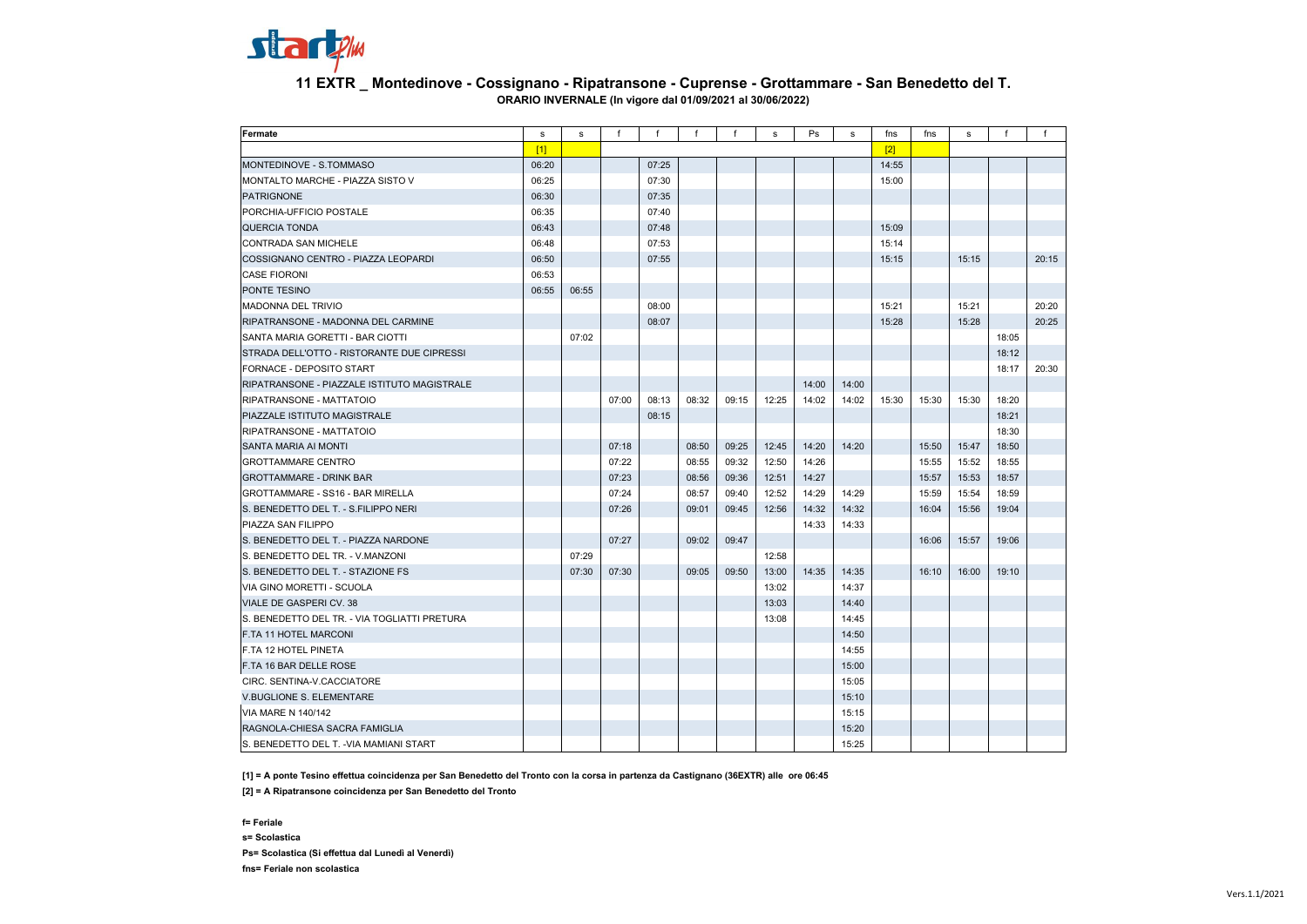# 11 EXTR _ Montedinove - Cossignano - Ripatransone - Cuprense - Grottammare - San Benedetto del T.

**ORARIO INVERNALE (In vigore dal 01/09/2021 al 30/06/2022)**

| Fermate | s | s | f | f | f | f | s | Ps | s | fns | fns | s | f | f |
|---|---|---|---|---|---|---|---|---|---|---|---|---|---|---|
| | [1] | | | | | | | | | [2] | | | | |
| MONTEDINOVE - S.TOMMASO | 06:20 | | | 07:25 | | | | | | 14:55 | | | | |
| MONTALTO MARCHE - PIAZZA SISTO V | 06:25 | | | 07:30 | | | | | | 15:00 | | | | |
| PATRIGNONE | 06:30 | | | 07:35 | | | | | | | | | | |
| PORCHIA-UFFICIO POSTALE | 06:35 | | | 07:40 | | | | | | | | | | |
| QUERCIA TONDA | 06:43 | | | 07:48 | | | | | | 15:09 | | | | |
| CONTRADA SAN MICHELE | 06:48 | | | 07:53 | | | | | | 15:14 | | | | |
| COSSIGNANO CENTRO - PIAZZA LEOPARDI | 06:50 | | | 07:55 | | | | | | 15:15 | | 15:15 | | 20:15 |
| CASE FIORONI | 06:53 | | | | | | | | | | | | | |
| PONTE TESINO | 06:55 | 06:55 | | | | | | | | | | | | |
| MADONNA DEL TRIVIO | | | | 08:00 | | | | | | 15:21 | | 15:21 | | 20:20 |
| RIPATRANSONE - MADONNA DEL CARMINE | | | | 08:07 | | | | | | 15:28 | | 15:28 | | 20:25 |
| SANTA MARIA GORETTI - BAR CIOTTI | | 07:02 | | | | | | | | | | | 18:05 | |
| STRADA DELL'OTTO - RISTORANTE DUE CIPRESSI | | | | | | | | | | | | | 18:12 | |
| FORNACE - DEPOSITO START | | | | | | | | | | | | | 18:17 | 20:30 |
| RIPATRANSONE - PIAZZALE ISTITUTO MAGISTRALE | | | | | | | | 14:00 | 14:00 | | | | | |
| RIPATRANSONE - MATTATOIO | | | 07:00 | 08:13 | 08:32 | 09:15 | 12:25 | 14:02 | 14:02 | 15:30 | 15:30 | 15:30 | 18:20 | |
| PIAZZALE ISTITUTO MAGISTRALE | | | | 08:15 | | | | | | | | | 18:21 | |
| RIPATRANSONE - MATTATOIO | | | | | | | | | | | | | 18:30 | |
| SANTA MARIA AI MONTI | | | 07:18 | | 08:50 | 09:25 | 12:45 | 14:20 | 14:20 | | 15:50 | 15:47 | 18:50 | |
| GROTTAMMARE CENTRO | | | 07:22 | | 08:55 | 09:32 | 12:50 | 14:26 | | | 15:55 | 15:52 | 18:55 | |
| GROTTAMMARE - DRINK BAR | | | 07:23 | | 08:56 | 09:36 | 12:51 | 14:27 | | | 15:57 | 15:53 | 18:57 | |
| GROTTAMMARE - SS16 - BAR MIRELLA | | | 07:24 | | 08:57 | 09:40 | 12:52 | 14:29 | 14:29 | | 15:59 | 15:54 | 18:59 | |
| S. BENEDETTO DEL T. - S.FILIPPO NERI | | | 07:26 | | 09:01 | 09:45 | 12:56 | 14:32 | 14:32 | | 16:04 | 15:56 | 19:04 | |
| PIAZZA SAN FILIPPO | | | | | | | | 14:33 | 14:33 | | | | | |
| S. BENEDETTO DEL T. - PIAZZA NARDONE | | | 07:27 | | 09:02 | 09:47 | | | | | 16:06 | 15:57 | 19:06 | |
| S. BENEDETTO DEL TR. - V.MANZONI | | 07:29 | | | | | 12:58 | | | | | | | |
| S. BENEDETTO DEL T. - STAZIONE FS | | 07:30 | 07:30 | | 09:05 | 09:50 | 13:00 | 14:35 | 14:35 | | 16:10 | 16:00 | 19:10 | |
| VIA GINO MORETTI - SCUOLA | | | | | | | 13:02 | | 14:37 | | | | | |
| VIALE DE GASPERI CV. 38 | | | | | | | 13:03 | | 14:40 | | | | | |
| S. BENEDETTO DEL TR. - VIA TOGLIATTI PRETURA | | | | | | | 13:08 | | 14:45 | | | | | |
| F.TA 11 HOTEL MARCONI | | | | | | | | | 14:50 | | | | | |
| F.TA 12 HOTEL PINETA | | | | | | | | | 14:55 | | | | | |
| F.TA 16 BAR DELLE ROSE | | | | | | | | | 15:00 | | | | | |
| CIRC. SENTINA-V.CACCIATORE | | | | | | | | | 15:05 | | | | | |
| V.BUGLIONE S. ELEMENTARE | | | | | | | | | 15:10 | | | | | |
| VIA MARE N 140/142 | | | | | | | | | 15:15 | | | | | |
| RAGNOLA-CHIESA SACRA FAMIGLIA | | | | | | | | | 15:20 | | | | | |
| S. BENEDETTO DEL T. -VIA MAMIANI START | | | | | | | | | 15:25 | | | | | |

**[1] = A ponte Tesino effettua coincidenza per San Benedetto del Tronto con la corsa in partenza da Castignano (36EXTR) alle ore 06:45**

**[2] = A Ripatransone coincidenza per San Benedetto del Tronto**

**f= Feriale**

**s= Scolastica**

**Ps= Scolastica (Si effettua dal Lunedì al Venerdì)**

**fns= Feriale non scolastica**

Vers.1.1/2021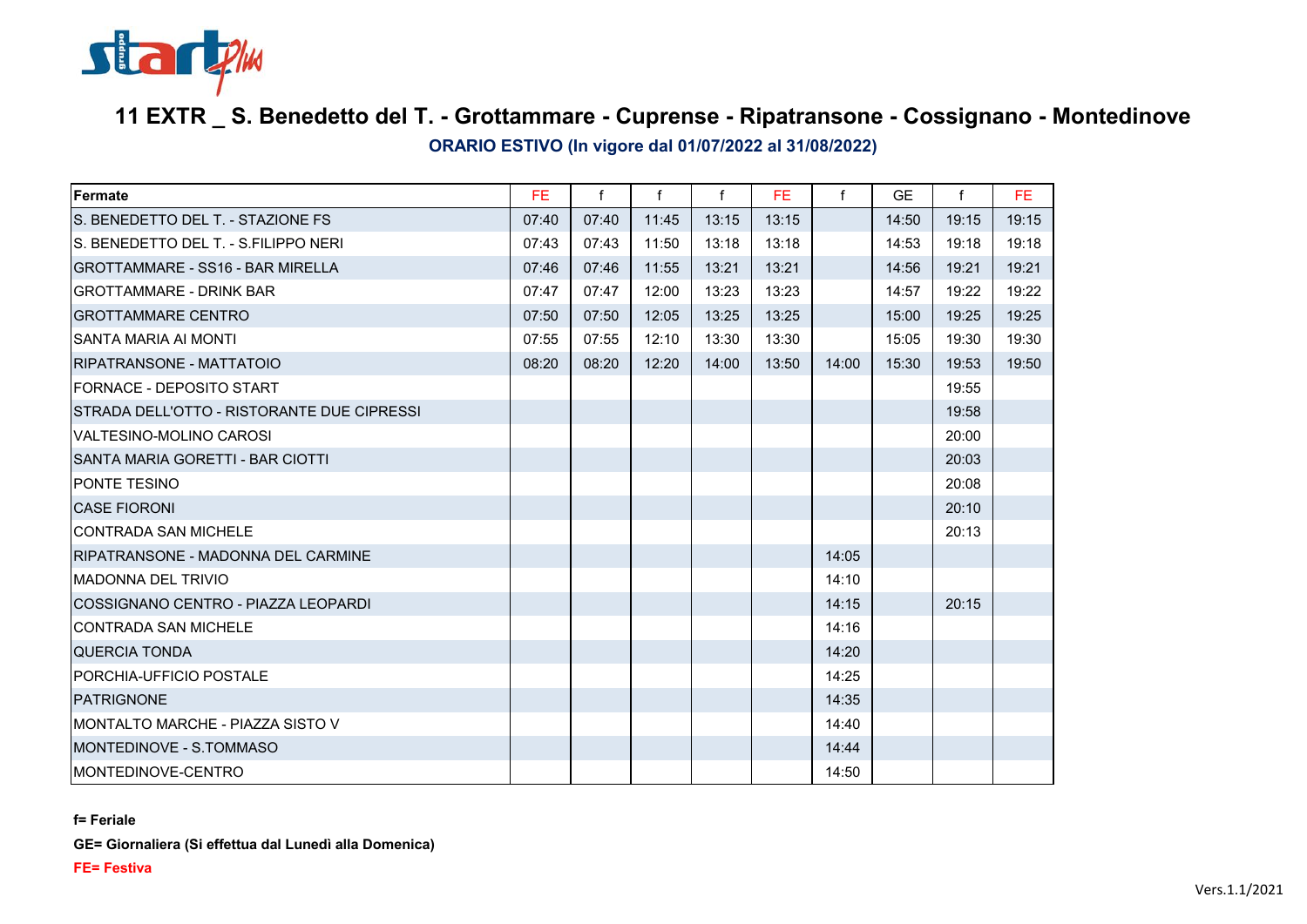# 11 EXTR _ S. Benedetto del T. - Grottammare - Cuprense - Ripatransone - Cossignano - Montedinove

**ORARIO ESTIVO (In vigore dal 01/07/2022 al 31/08/2022)**

| Fermate | FE | f | f | f | FE | f | GE | f | FE |
|---|---|---|---|---|---|---|---|---|---|
| S. BENEDETTO DEL T. - STAZIONE FS | 07:40 | 07:40 | 11:45 | 13:15 | 13:15 | | 14:50 | 19:15 | 19:15 |
| S. BENEDETTO DEL T. - S.FILIPPO NERI | 07:43 | 07:43 | 11:50 | 13:18 | 13:18 | | 14:53 | 19:18 | 19:18 |
| GROTTAMMARE - SS16 - BAR MIRELLA | 07:46 | 07:46 | 11:55 | 13:21 | 13:21 | | 14:56 | 19:21 | 19:21 |
| GROTTAMMARE - DRINK BAR | 07:47 | 07:47 | 12:00 | 13:23 | 13:23 | | 14:57 | 19:22 | 19:22 |
| GROTTAMMARE CENTRO | 07:50 | 07:50 | 12:05 | 13:25 | 13:25 | | 15:00 | 19:25 | 19:25 |
| SANTA MARIA AI MONTI | 07:55 | 07:55 | 12:10 | 13:30 | 13:30 | | 15:05 | 19:30 | 19:30 |
| RIPATRANSONE - MATTATOIO | 08:20 | 08:20 | 12:20 | 14:00 | 13:50 | 14:00 | 15:30 | 19:53 | 19:50 |
| FORNACE - DEPOSITO START | | | | | | | | 19:55 | |
| STRADA DELL'OTTO - RISTORANTE DUE CIPRESSI | | | | | | | | 19:58 | |
| VALTESINO-MOLINO CAROSI | | | | | | | | 20:00 | |
| SANTA MARIA GORETTI - BAR CIOTTI | | | | | | | | 20:03 | |
| PONTE TESINO | | | | | | | | 20:08 | |
| CASE FIORONI | | | | | | | | 20:10 | |
| CONTRADA SAN MICHELE | | | | | | | | 20:13 | |
| RIPATRANSONE - MADONNA DEL CARMINE | | | | | | 14:05 | | | |
| MADONNA DEL TRIVIO | | | | | | 14:10 | | | |
| COSSIGNANO CENTRO - PIAZZA LEOPARDI | | | | | | 14:15 | | 20:15 | |
| CONTRADA SAN MICHELE | | | | | | 14:16 | | | |
| QUERCIA TONDA | | | | | | 14:20 | | | |
| PORCHIA-UFFICIO POSTALE | | | | | | 14:25 | | | |
| PATRIGNONE | | | | | | 14:35 | | | |
| MONTALTO MARCHE - PIAZZA SISTO V | | | | | | 14:40 | | | |
| MONTEDINOVE - S.TOMMASO | | | | | | 14:44 | | | |
| MONTEDINOVE-CENTRO | | | | | | 14:50 | | | |

**f= Feriale**

**GE= Giornaliera (Si effettua dal Lunedì alla Domenica)**

**FE= Festiva**

Vers.1.1/2021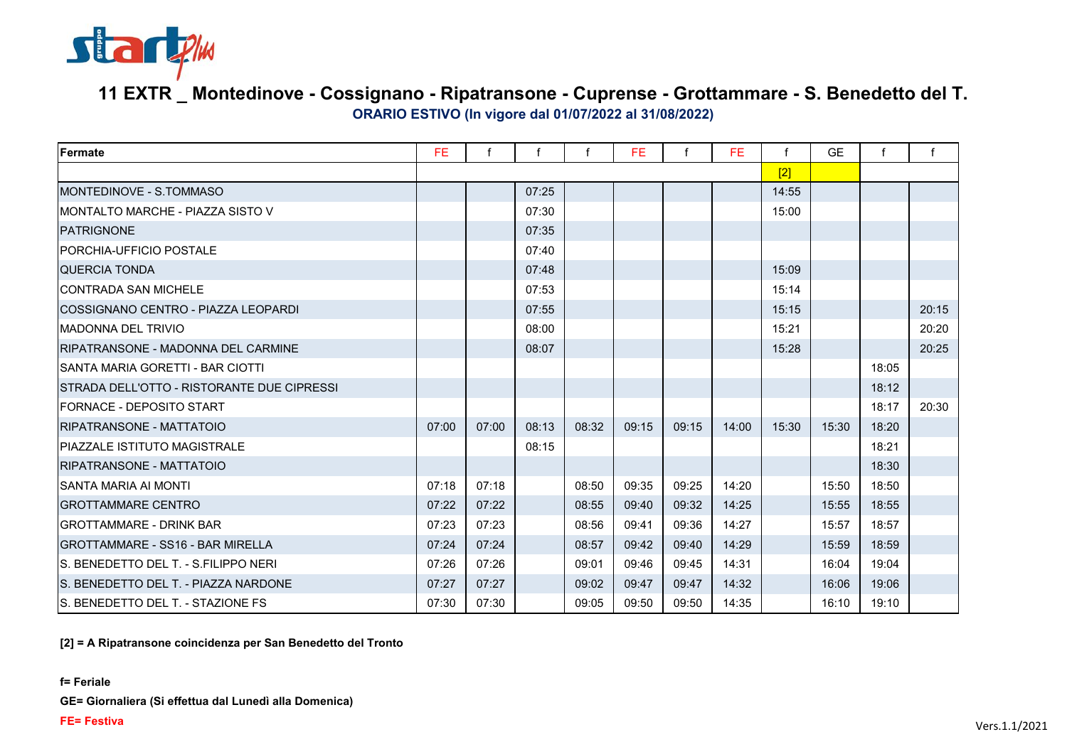# 11 EXTR _ Montedinove - Cossignano - Ripatransone - Cuprense - Grottammare - S. Benedetto del T.

**ORARIO ESTIVO (In vigore dal 01/07/2022 al 31/08/2022)**

| Fermate | FE | f | f | f | FE | f | FE | f | GE | f | f |
|---|---|---|---|---|---|---|---|---|---|---|---|
| | | | | | | | | [2] | | | |
| MONTEDINOVE - S.TOMMASO | | | 07:25 | | | | | 14:55 | | | |
| MONTALTO MARCHE - PIAZZA SISTO V | | | 07:30 | | | | | 15:00 | | | |
| PATRIGNONE | | | 07:35 | | | | | | | | |
| PORCHIA-UFFICIO POSTALE | | | 07:40 | | | | | | | | |
| QUERCIA TONDA | | | 07:48 | | | | | 15:09 | | | |
| CONTRADA SAN MICHELE | | | 07:53 | | | | | 15:14 | | | |
| COSSIGNANO CENTRO - PIAZZA LEOPARDI | | | 07:55 | | | | | 15:15 | | | 20:15 |
| MADONNA DEL TRIVIO | | | 08:00 | | | | | 15:21 | | | 20:20 |
| RIPATRANSONE - MADONNA DEL CARMINE | | | 08:07 | | | | | 15:28 | | | 20:25 |
| SANTA MARIA GORETTI - BAR CIOTTI | | | | | | | | | | 18:05 | |
| STRADA DELL'OTTO - RISTORANTE DUE CIPRESSI | | | | | | | | | | 18:12 | |
| FORNACE - DEPOSITO START | | | | | | | | | | 18:17 | 20:30 |
| RIPATRANSONE - MATTATOIO | 07:00 | 07:00 | 08:13 | 08:32 | 09:15 | 09:15 | 14:00 | 15:30 | 15:30 | 18:20 | |
| PIAZZALE ISTITUTO MAGISTRALE | | | 08:15 | | | | | | | 18:21 | |
| RIPATRANSONE - MATTATOIO | | | | | | | | | | 18:30 | |
| SANTA MARIA AI MONTI | 07:18 | 07:18 | | 08:50 | 09:35 | 09:25 | 14:20 | | 15:50 | 18:50 | |
| GROTTAMMARE CENTRO | 07:22 | 07:22 | | 08:55 | 09:40 | 09:32 | 14:25 | | 15:55 | 18:55 | |
| GROTTAMMARE - DRINK BAR | 07:23 | 07:23 | | 08:56 | 09:41 | 09:36 | 14:27 | | 15:57 | 18:57 | |
| GROTTAMMARE - SS16 - BAR MIRELLA | 07:24 | 07:24 | | 08:57 | 09:42 | 09:40 | 14:29 | | 15:59 | 18:59 | |
| S. BENEDETTO DEL T. - S.FILIPPO NERI | 07:26 | 07:26 | | 09:01 | 09:46 | 09:45 | 14:31 | | 16:04 | 19:04 | |
| S. BENEDETTO DEL T. - PIAZZA NARDONE | 07:27 | 07:27 | | 09:02 | 09:47 | 09:47 | 14:32 | | 16:06 | 19:06 | |
| S. BENEDETTO DEL T. - STAZIONE FS | 07:30 | 07:30 | | 09:05 | 09:50 | 09:50 | 14:35 | | 16:10 | 19:10 | |

**[2] = A Ripatransone coincidenza per San Benedetto del Tronto**

**f= Feriale**

**GE= Giornaliera (Si effettua dal Lunedì alla Domenica)**

**FE= Festiva**